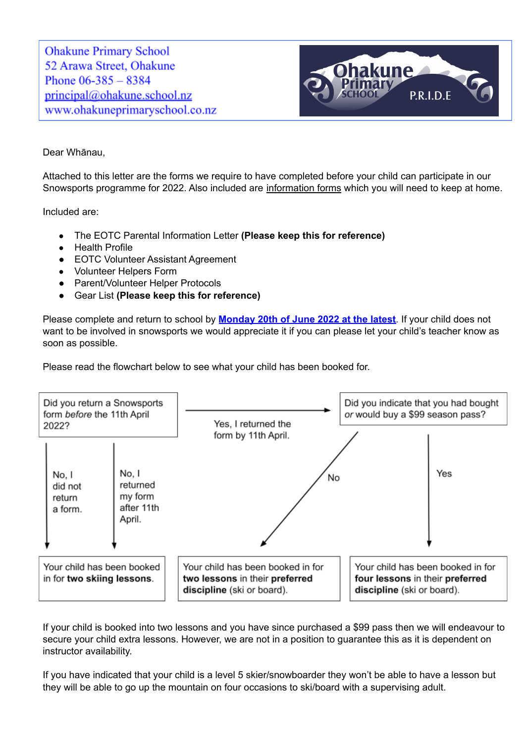Ohakune Primary School
52 Arawa Street, Ohakune
Phone 06-385 – 8384
principal@ohakune.school.nz
www.ohakuneprimaryschool.co.nz

Ohakune Primary School P.R.I.D.E

Dear Whānau,

Attached to this letter are the forms we require to have completed before your child can participate in our Snowsports programme for 2022. Also included are information forms which you will need to keep at home.

Included are:

- The EOTC Parental Information Letter **(Please keep this for reference)**
- Health Profile
- EOTC Volunteer Assistant Agreement
- Volunteer Helpers Form
- Parent/Volunteer Helper Protocols
- Gear List **(Please keep this for reference)**

Please complete and return to school by **Monday 20th of June 2022 at the latest**. If your child does not want to be involved in snowsports we would appreciate it if you can please let your child's teacher know as soon as possible.

Please read the flowchart below to see what your child has been booked for.

Did you return a Snowsports form *before* the 11th April 2022?

- No, I did not return a form. → Your child has been booked in for **two skiing lessons**.
- No, I returned my form after 11th April. → Your child has been booked in for **two skiing lessons**.
- Yes, I returned the form by 11th April. → Did you indicate that you had bought *or* would buy a $99 season pass?
  - No → Your child has been booked in for **two lessons** in their **preferred discipline** (ski or board).
  - Yes → Your child has been booked in for **four lessons** in their **preferred discipline** (ski or board).

If your child is booked into two lessons and you have since purchased a $99 pass then we will endeavour to secure your child extra lessons. However, we are not in a position to guarantee this as it is dependent on instructor availability.

If you have indicated that your child is a level 5 skier/snowboarder they won't be able to have a lesson but they will be able to go up the mountain on four occasions to ski/board with a supervising adult.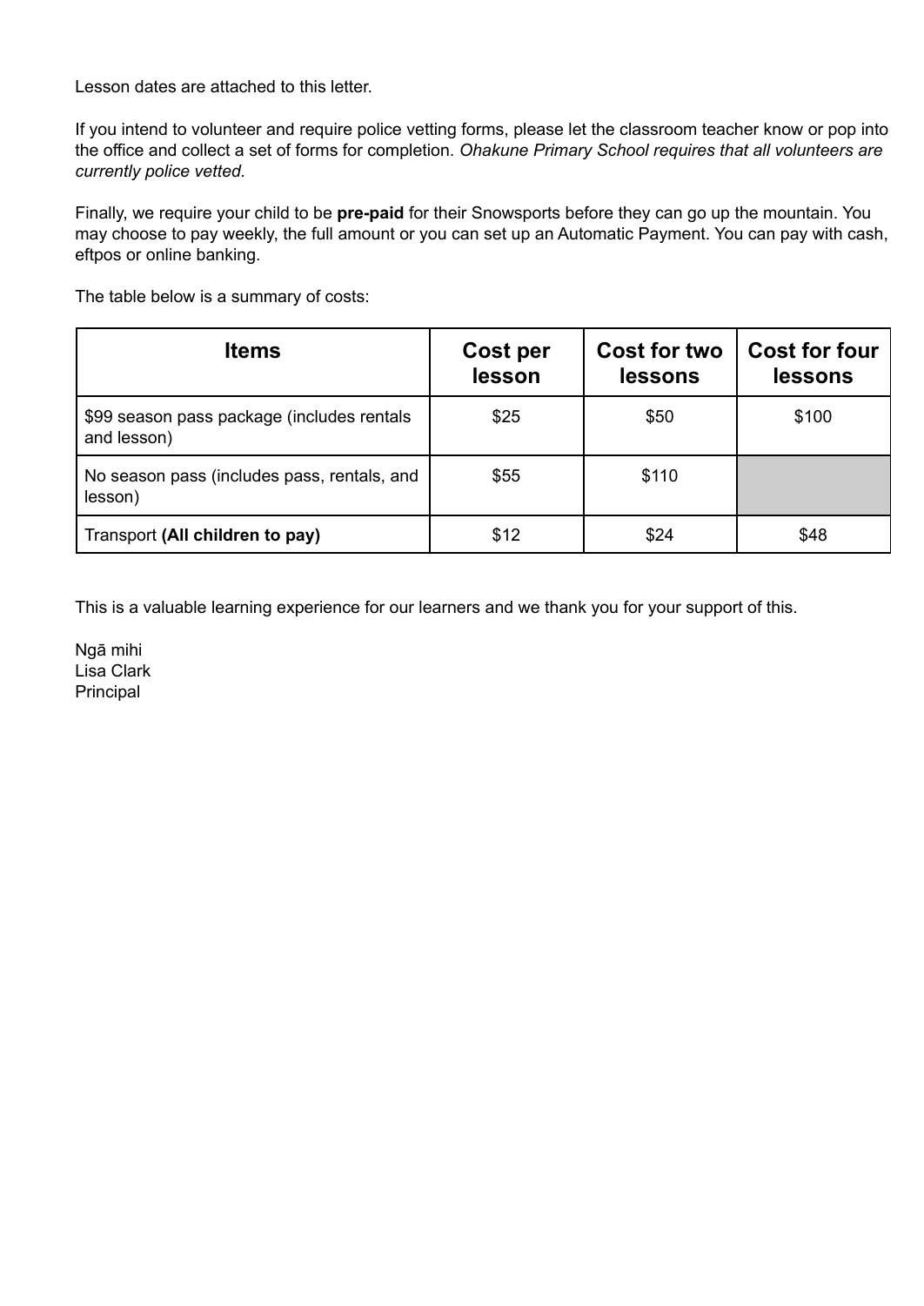Lesson dates are attached to this letter.

If you intend to volunteer and require police vetting forms, please let the classroom teacher know or pop into the office and collect a set of forms for completion. *Ohakune Primary School requires that all volunteers are currently police vetted.*

Finally, we require your child to be **pre-paid** for their Snowsports before they can go up the mountain. You may choose to pay weekly, the full amount or you can set up an Automatic Payment. You can pay with cash, eftpos or online banking.

The table below is a summary of costs:

| Items | Cost per lesson | Cost for two lessons | Cost for four lessons |
|---|---|---|---|
| $99 season pass package (includes rentals and lesson) | $25 | $50 | $100 |
| No season pass (includes pass, rentals, and lesson) | $55 | $110 | |
| Transport **(All children to pay)** | $12 | $24 | $48 |

This is a valuable learning experience for our learners and we thank you for your support of this.

Ngā mihi
Lisa Clark
Principal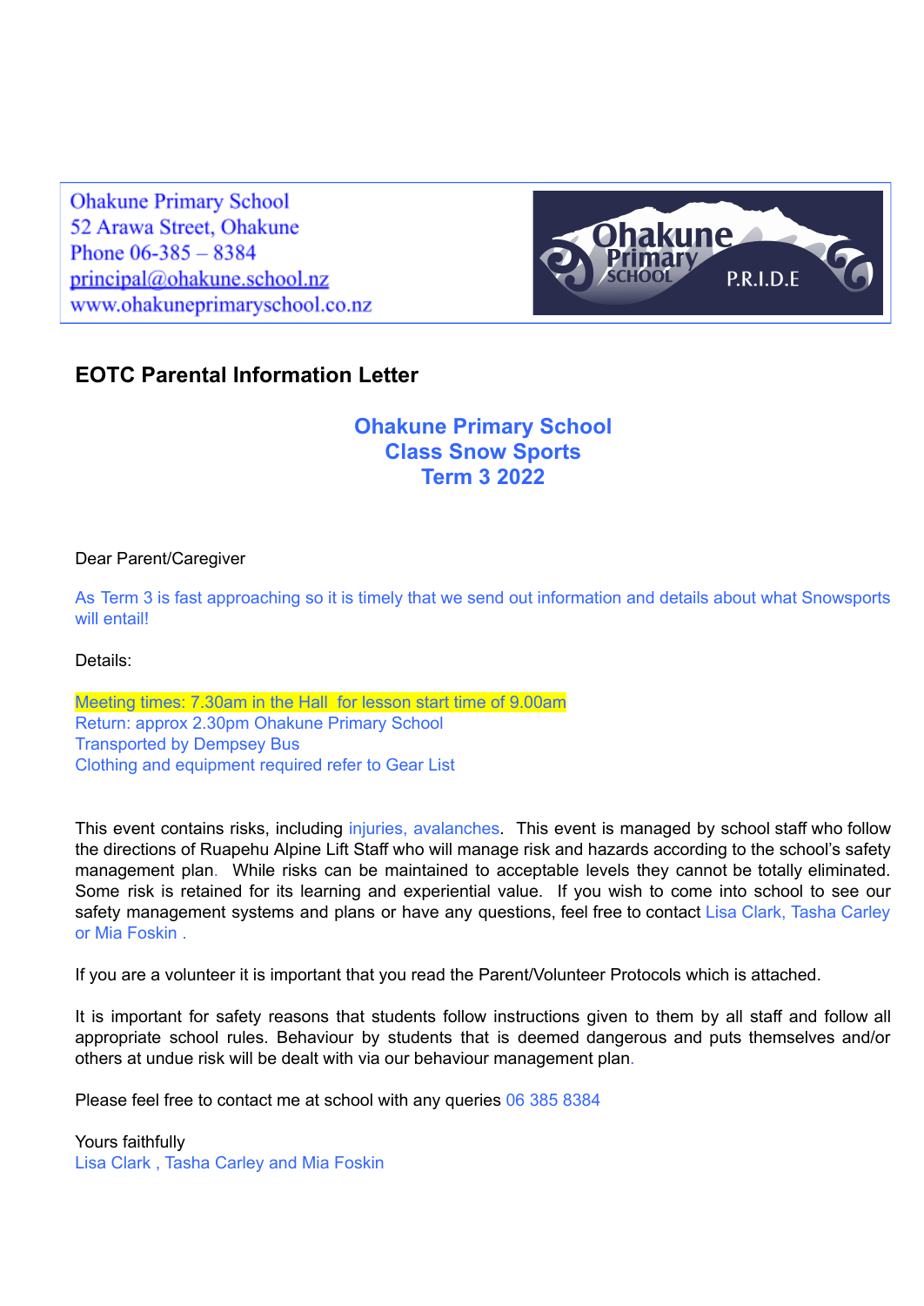Ohakune Primary School
52 Arawa Street, Ohakune
Phone 06-385 – 8384
principal@ohakune.school.nz
www.ohakuneprimaryschool.co.nz

Ohakune Primary School P.R.I.D.E

## EOTC Parental Information Letter

### Ohakune Primary School
### Class Snow Sports
### Term 3 2022

Dear Parent/Caregiver

As Term 3 is fast approaching so it is timely that we send out information and details about what Snowsports will entail!

Details:

Meeting times: 7.30am in the Hall for lesson start time of 9.00am
Return: approx 2.30pm Ohakune Primary School
Transported by Dempsey Bus
Clothing and equipment required refer to Gear List

This event contains risks, including injuries, avalanches. This event is managed by school staff who follow the directions of Ruapehu Alpine Lift Staff who will manage risk and hazards according to the school's safety management plan. While risks can be maintained to acceptable levels they cannot be totally eliminated. Some risk is retained for its learning and experiential value. If you wish to come into school to see our safety management systems and plans or have any questions, feel free to contact Lisa Clark, Tasha Carley or Mia Foskin .

If you are a volunteer it is important that you read the Parent/Volunteer Protocols which is attached.

It is important for safety reasons that students follow instructions given to them by all staff and follow all appropriate school rules. Behaviour by students that is deemed dangerous and puts themselves and/or others at undue risk will be dealt with via our behaviour management plan.

Please feel free to contact me at school with any queries 06 385 8384

Yours faithfully
Lisa Clark , Tasha Carley and Mia Foskin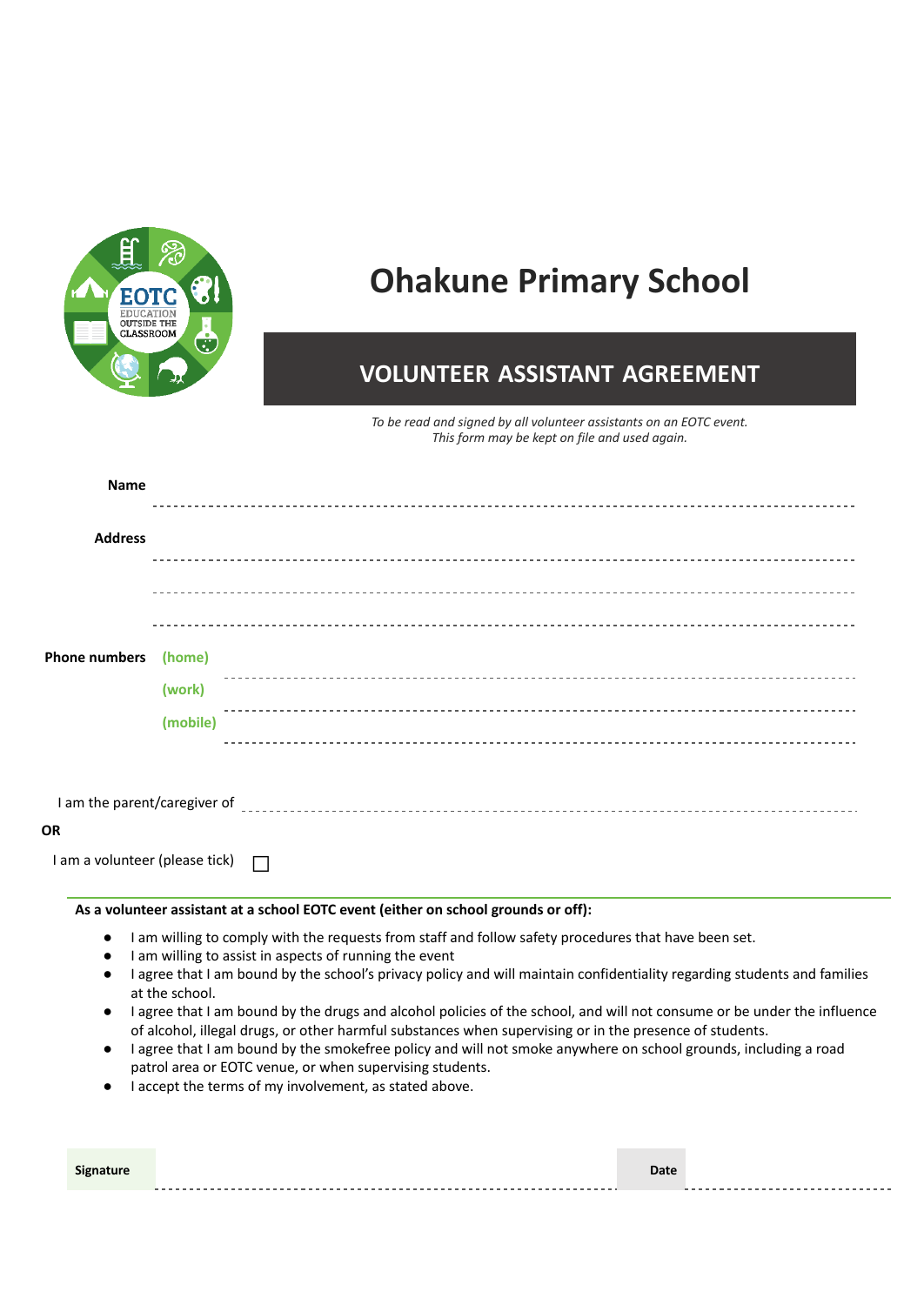# Ohakune Primary School

## VOLUNTEER ASSISTANT AGREEMENT

*To be read and signed by all volunteer assistants on an EOTC event.*
*This form may be kept on file and used again.*

**Name** ------------------------------------------------------------

**Address** ------------------------------------------------------------

------------------------------------------------------------

------------------------------------------------------------

**Phone numbers** **(home)** ------------------------------------------------------------

**(work)** ------------------------------------------------------------

**(mobile)** ------------------------------------------------------------

I am the parent/caregiver of ------------------------------------------------------------

**OR**

I am a volunteer (please tick) ☐

**As a volunteer assistant at a school EOTC event (either on school grounds or off):**

- I am willing to comply with the requests from staff and follow safety procedures that have been set.
- I am willing to assist in aspects of running the event
- I agree that I am bound by the school's privacy policy and will maintain confidentiality regarding students and families at the school.
- I agree that I am bound by the drugs and alcohol policies of the school, and will not consume or be under the influence of alcohol, illegal drugs, or other harmful substances when supervising or in the presence of students.
- I agree that I am bound by the smokefree policy and will not smoke anywhere on school grounds, including a road patrol area or EOTC venue, or when supervising students.
- I accept the terms of my involvement, as stated above.

**Signature** ------------------------------------------------------------ **Date** ------------------------------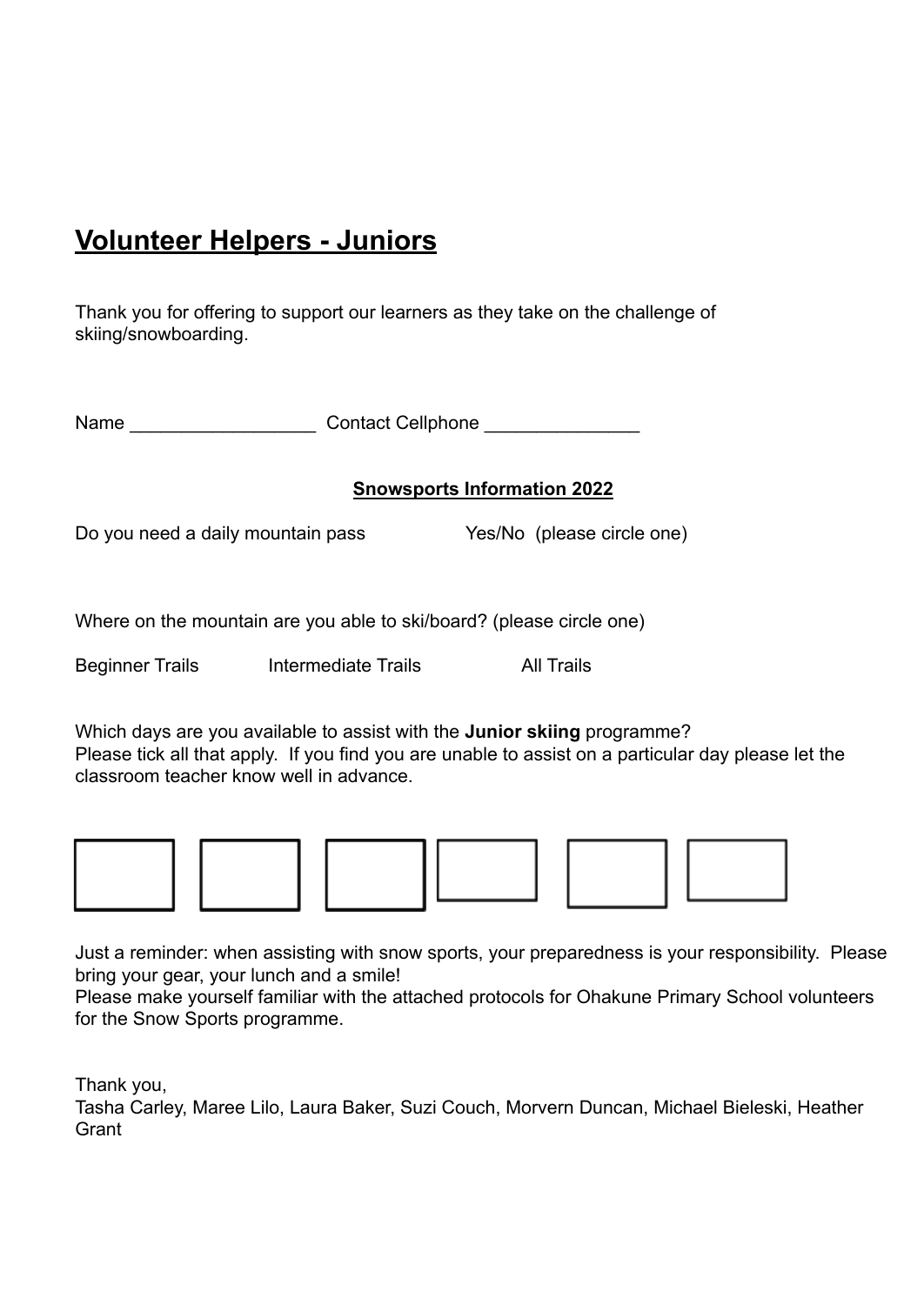# Volunteer Helpers - Juniors

Thank you for offering to support our learners as they take on the challenge of skiing/snowboarding.

Name __________________ Contact Cellphone _______________

**Snowsports Information 2022**

Do you need a daily mountain pass Yes/No (please circle one)

Where on the mountain are you able to ski/board? (please circle one)

Beginner Trails Intermediate Trails All Trails

Which days are you available to assist with the **Junior skiing** programme?
Please tick all that apply. If you find you are unable to assist on a particular day please let the classroom teacher know well in advance.

☐ ☐ ☐ ☐ ☐ ☐

Just a reminder: when assisting with snow sports, your preparedness is your responsibility. Please bring your gear, your lunch and a smile!
Please make yourself familiar with the attached protocols for Ohakune Primary School volunteers for the Snow Sports programme.

Thank you,
Tasha Carley, Maree Lilo, Laura Baker, Suzi Couch, Morvern Duncan, Michael Bieleski, Heather Grant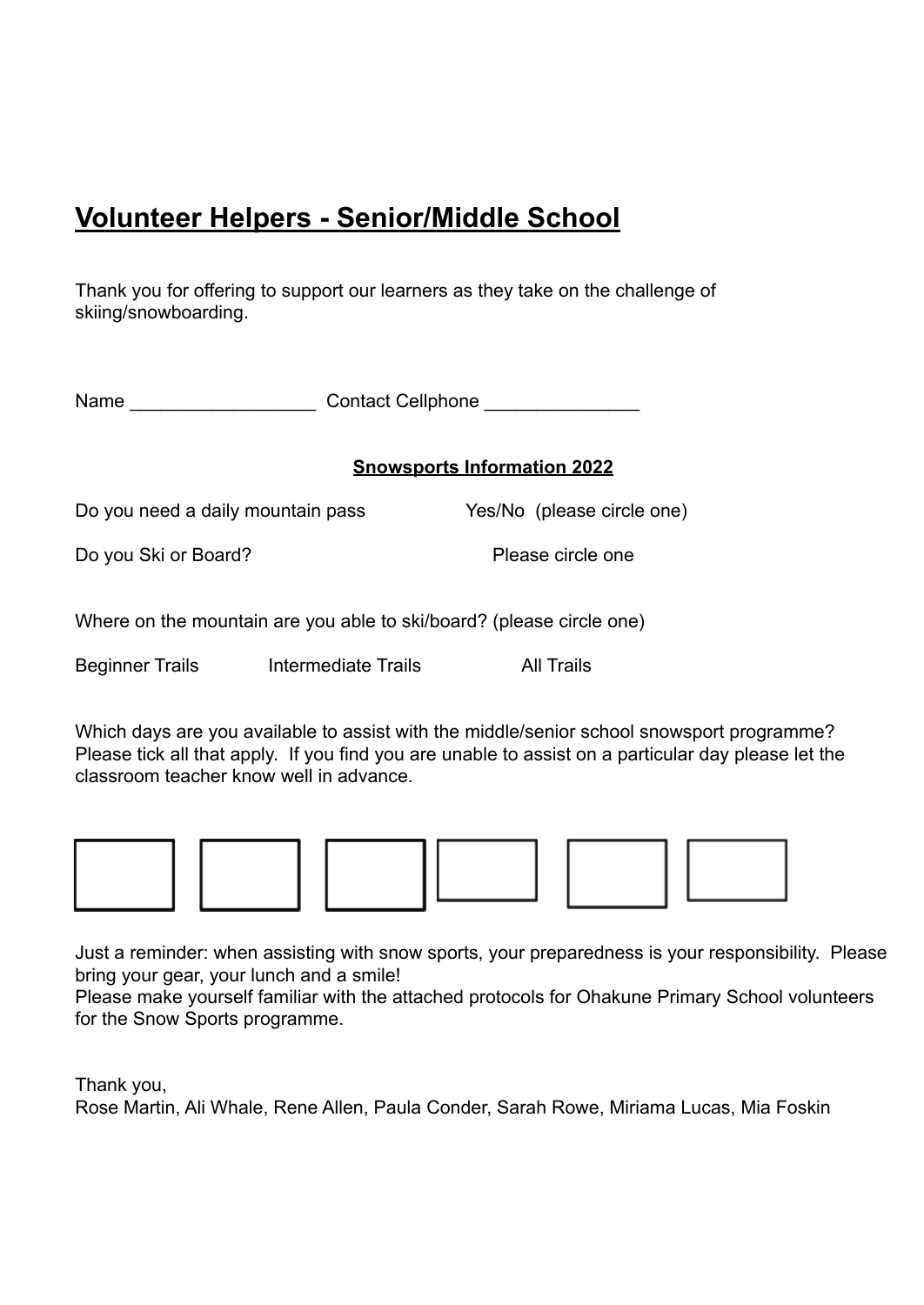# <u>Volunteer Helpers - Senior/Middle School</u>

Thank you for offering to support our learners as they take on the challenge of skiing/snowboarding.

Name __________________ Contact Cellphone _______________

**<u>Snowsports Information 2022</u>**

Do you need a daily mountain pass Yes/No (please circle one)

Do you Ski or Board? Please circle one

Where on the mountain are you able to ski/board? (please circle one)

Beginner Trails Intermediate Trails All Trails

Which days are you available to assist with the middle/senior school snowsport programme? Please tick all that apply. If you find you are unable to assist on a particular day please let the classroom teacher know well in advance.

☐ ☐ ☐ ☐ ☐ ☐

Just a reminder: when assisting with snow sports, your preparedness is your responsibility. Please bring your gear, your lunch and a smile!
Please make yourself familiar with the attached protocols for Ohakune Primary School volunteers for the Snow Sports programme.

Thank you,
Rose Martin, Ali Whale, Rene Allen, Paula Conder, Sarah Rowe, Miriama Lucas, Mia Foskin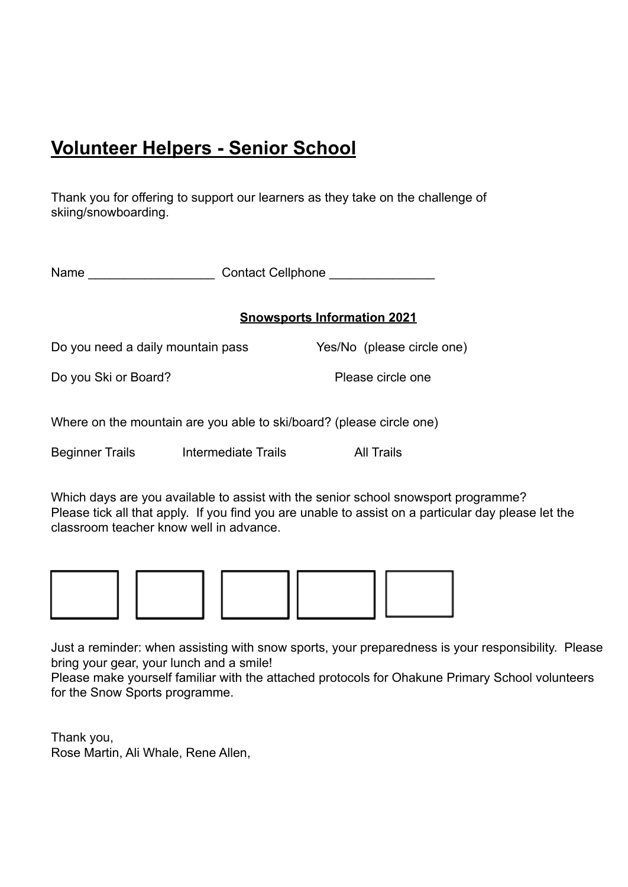# Volunteer Helpers - Senior School

Thank you for offering to support our learners as they take on the challenge of skiing/snowboarding.

Name __________________ Contact Cellphone _______________

**Snowsports Information 2021**

Do you need a daily mountain pass Yes/No (please circle one)

Do you Ski or Board? Please circle one

Where on the mountain are you able to ski/board? (please circle one)

Beginner Trails Intermediate Trails All Trails

Which days are you available to assist with the senior school snowsport programme?
Please tick all that apply. If you find you are unable to assist on a particular day please let the classroom teacher know well in advance.

| | | | | |
|---|---|---|---|---|
| | | | | |

Just a reminder: when assisting with snow sports, your preparedness is your responsibility. Please bring your gear, your lunch and a smile!
Please make yourself familiar with the attached protocols for Ohakune Primary School volunteers for the Snow Sports programme.

Thank you,
Rose Martin, Ali Whale, Rene Allen,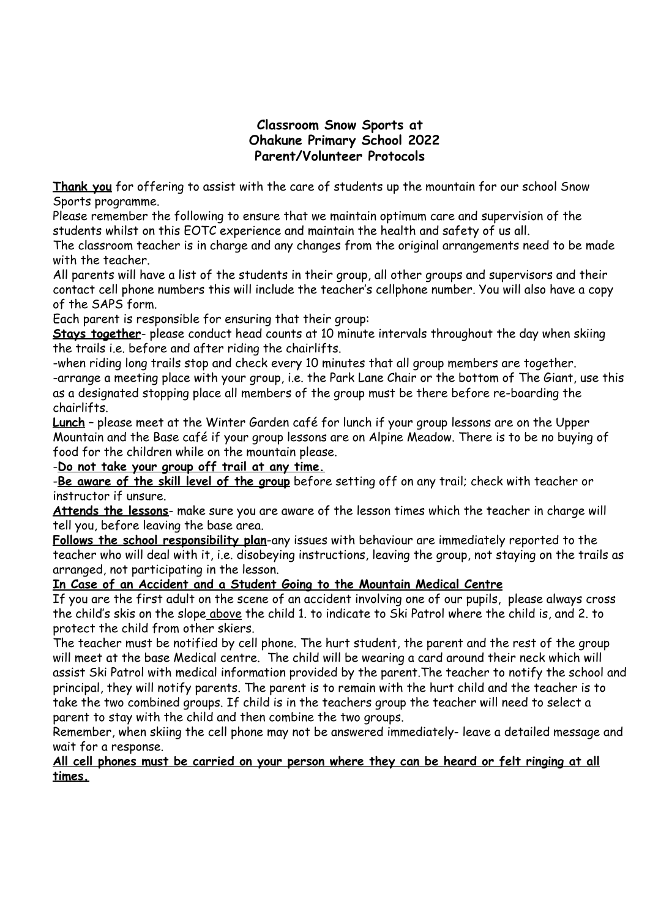# Classroom Snow Sports at Ohakune Primary School 2022 Parent/Volunteer Protocols

**Thank you** for offering to assist with the care of students up the mountain for our school Snow Sports programme.

Please remember the following to ensure that we maintain optimum care and supervision of the students whilst on this EOTC experience and maintain the health and safety of us all.

The classroom teacher is in charge and any changes from the original arrangements need to be made with the teacher.

All parents will have a list of the students in their group, all other groups and supervisors and their contact cell phone numbers this will include the teacher's cellphone number. You will also have a copy of the SAPS form.

Each parent is responsible for ensuring that their group:

**Stays together**- please conduct head counts at 10 minute intervals throughout the day when skiing the trails i.e. before and after riding the chairlifts.

-when riding long trails stop and check every 10 minutes that all group members are together.

-arrange a meeting place with your group, i.e. the Park Lane Chair or the bottom of The Giant, use this as a designated stopping place all members of the group must be there before re-boarding the chairlifts.

**Lunch** – please meet at the Winter Garden café for lunch if your group lessons are on the Upper Mountain and the Base café if your group lessons are on Alpine Meadow. There is to be no buying of food for the children while on the mountain please.

-**Do not take your group off trail at any time.**

-**Be aware of the skill level of the group** before setting off on any trail; check with teacher or instructor if unsure.

**Attends the lessons**- make sure you are aware of the lesson times which the teacher in charge will tell you, before leaving the base area.

**Follows the school responsibility plan**-any issues with behaviour are immediately reported to the teacher who will deal with it, i.e. disobeying instructions, leaving the group, not staying on the trails as arranged, not participating in the lesson.

**In Case of an Accident and a Student Going to the Mountain Medical Centre**

If you are the first adult on the scene of an accident involving one of our pupils, please always cross the child's skis on the slope above the child 1. to indicate to Ski Patrol where the child is, and 2. to protect the child from other skiers.

The teacher must be notified by cell phone. The hurt student, the parent and the rest of the group will meet at the base Medical centre. The child will be wearing a card around their neck which will assist Ski Patrol with medical information provided by the parent.The teacher to notify the school and principal, they will notify parents. The parent is to remain with the hurt child and the teacher is to take the two combined groups. If child is in the teachers group the teacher will need to select a parent to stay with the child and then combine the two groups.

Remember, when skiing the cell phone may not be answered immediately- leave a detailed message and wait for a response.

**All cell phones must be carried on your person where they can be heard or felt ringing at all times.**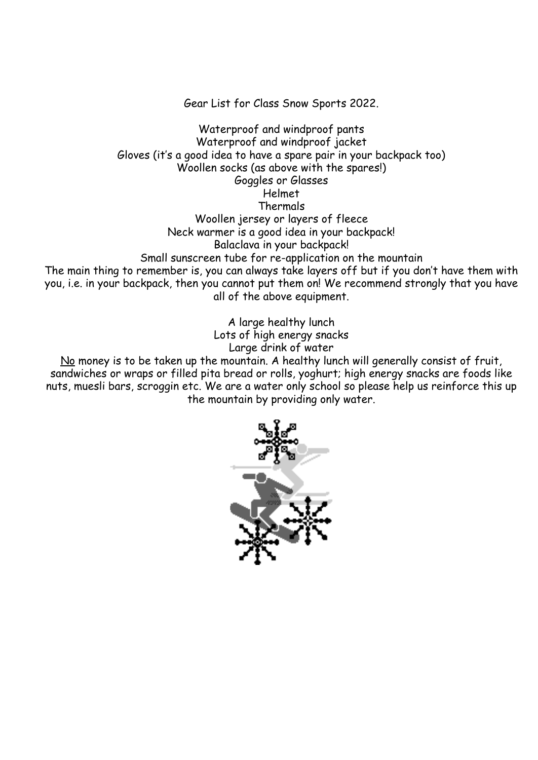Gear List for Class Snow Sports 2022.

Waterproof and windproof pants
Waterproof and windproof jacket
Gloves (it's a good idea to have a spare pair in your backpack too)
Woollen socks (as above with the spares!)
Goggles or Glasses
Helmet
Thermals
Woollen jersey or layers of fleece
Neck warmer is a good idea in your backpack!
Balaclava in your backpack!
Small sunscreen tube for re-application on the mountain

The main thing to remember is, you can always take layers off but if you don't have them with you, i.e. in your backpack, then you cannot put them on! We recommend strongly that you have all of the above equipment.

A large healthy lunch
Lots of high energy snacks
Large drink of water

<u>No</u> money is to be taken up the mountain. A healthy lunch will generally consist of fruit, sandwiches or wraps or filled pita bread or rolls, yoghurt; high energy snacks are foods like nuts, muesli bars, scroggin etc. We are a water only school so please help us reinforce this up the mountain by providing only water.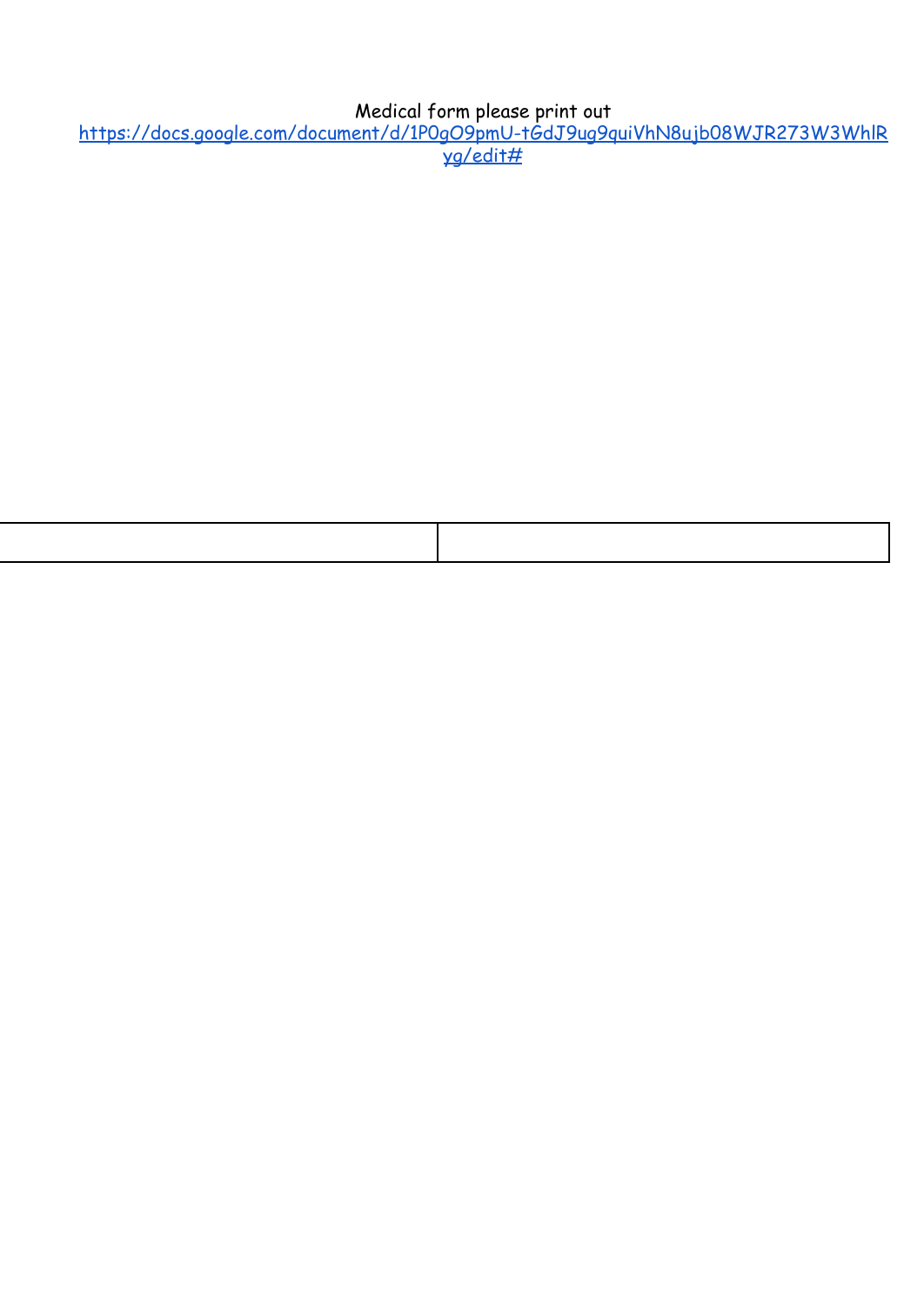Medical form please print out

https://docs.google.com/document/d/1P0gO9pmU-tGdJ9ug9quiVhN8ujb08WJR273W3WhlRyg/edit#

| | |
|---|---|
| | |